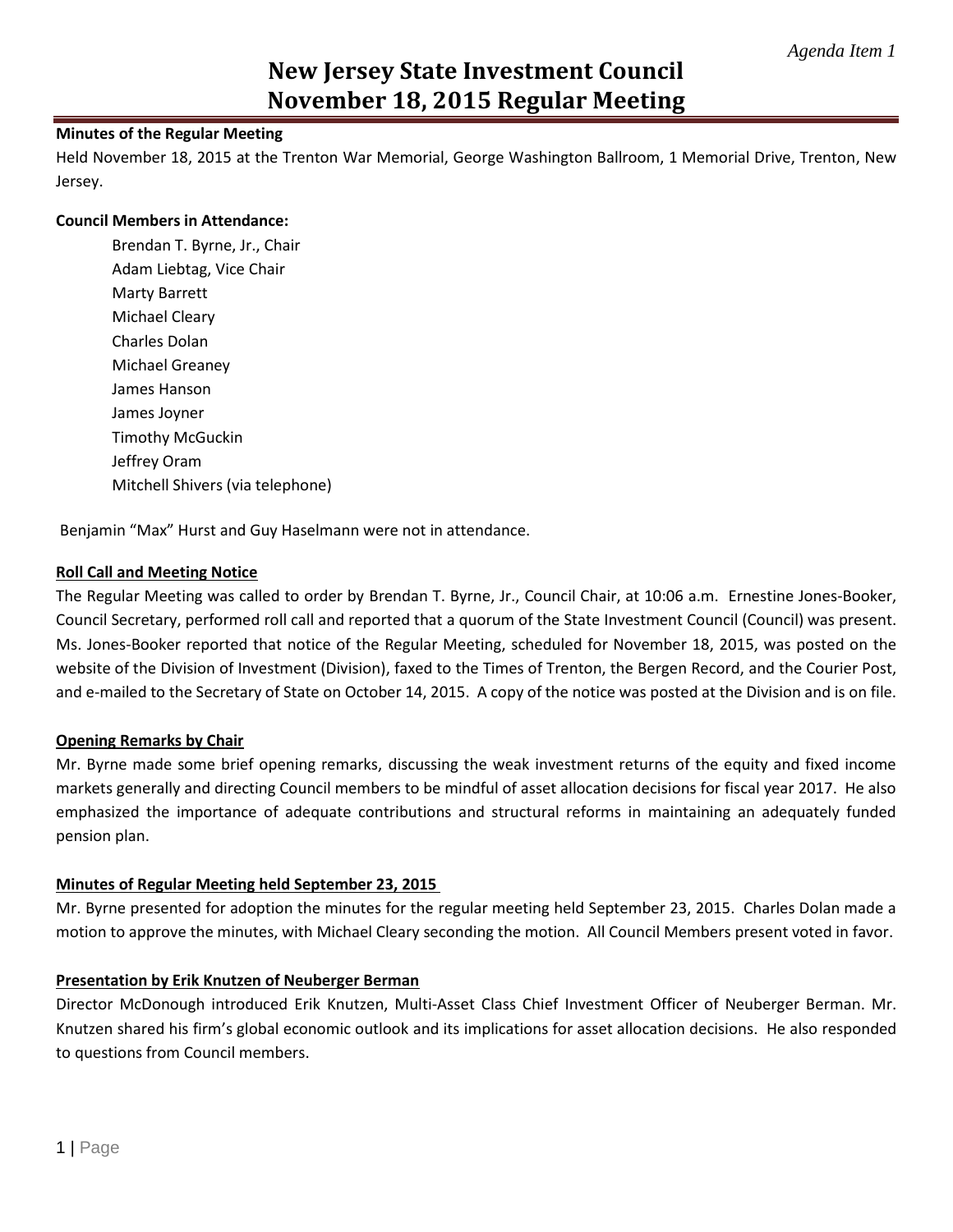*Agenda Item 1*

# New Jersey State Investment Council
# November 18, 2015 Regular Meeting

**Minutes of the Regular Meeting**

Held November 18, 2015 at the Trenton War Memorial, George Washington Ballroom, 1 Memorial Drive, Trenton, New Jersey.

**Council Members in Attendance:**

Brendan T. Byrne, Jr., Chair
Adam Liebtag, Vice Chair
Marty Barrett
Michael Cleary
Charles Dolan
Michael Greaney
James Hanson
James Joyner
Timothy McGuckin
Jeffrey Oram
Mitchell Shivers (via telephone)

Benjamin "Max" Hurst and Guy Haselmann were not in attendance.

**Roll Call and Meeting Notice**

The Regular Meeting was called to order by Brendan T. Byrne, Jr., Council Chair, at 10:06 a.m. Ernestine Jones-Booker, Council Secretary, performed roll call and reported that a quorum of the State Investment Council (Council) was present. Ms. Jones-Booker reported that notice of the Regular Meeting, scheduled for November 18, 2015, was posted on the website of the Division of Investment (Division), faxed to the Times of Trenton, the Bergen Record, and the Courier Post, and e-mailed to the Secretary of State on October 14, 2015. A copy of the notice was posted at the Division and is on file.

**Opening Remarks by Chair**

Mr. Byrne made some brief opening remarks, discussing the weak investment returns of the equity and fixed income markets generally and directing Council members to be mindful of asset allocation decisions for fiscal year 2017. He also emphasized the importance of adequate contributions and structural reforms in maintaining an adequately funded pension plan.

**Minutes of Regular Meeting held September 23, 2015**

Mr. Byrne presented for adoption the minutes for the regular meeting held September 23, 2015. Charles Dolan made a motion to approve the minutes, with Michael Cleary seconding the motion. All Council Members present voted in favor.

**Presentation by Erik Knutzen of Neuberger Berman**

Director McDonough introduced Erik Knutzen, Multi-Asset Class Chief Investment Officer of Neuberger Berman. Mr. Knutzen shared his firm's global economic outlook and its implications for asset allocation decisions. He also responded to questions from Council members.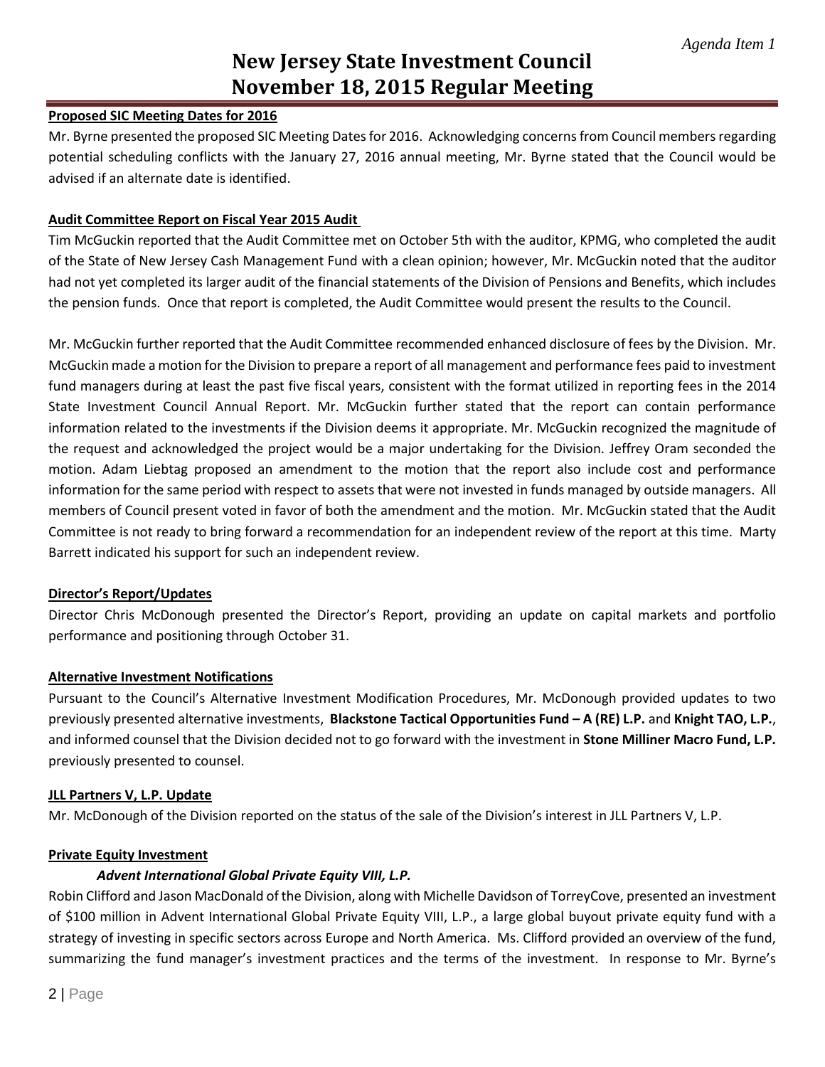# New Jersey State Investment Council
# November 18, 2015 Regular Meeting

**Proposed SIC Meeting Dates for 2016**

Mr. Byrne presented the proposed SIC Meeting Dates for 2016. Acknowledging concerns from Council members regarding potential scheduling conflicts with the January 27, 2016 annual meeting, Mr. Byrne stated that the Council would be advised if an alternate date is identified.

**Audit Committee Report on Fiscal Year 2015 Audit**

Tim McGuckin reported that the Audit Committee met on October 5th with the auditor, KPMG, who completed the audit of the State of New Jersey Cash Management Fund with a clean opinion; however, Mr. McGuckin noted that the auditor had not yet completed its larger audit of the financial statements of the Division of Pensions and Benefits, which includes the pension funds. Once that report is completed, the Audit Committee would present the results to the Council.

Mr. McGuckin further reported that the Audit Committee recommended enhanced disclosure of fees by the Division. Mr. McGuckin made a motion for the Division to prepare a report of all management and performance fees paid to investment fund managers during at least the past five fiscal years, consistent with the format utilized in reporting fees in the 2014 State Investment Council Annual Report. Mr. McGuckin further stated that the report can contain performance information related to the investments if the Division deems it appropriate. Mr. McGuckin recognized the magnitude of the request and acknowledged the project would be a major undertaking for the Division. Jeffrey Oram seconded the motion. Adam Liebtag proposed an amendment to the motion that the report also include cost and performance information for the same period with respect to assets that were not invested in funds managed by outside managers. All members of Council present voted in favor of both the amendment and the motion. Mr. McGuckin stated that the Audit Committee is not ready to bring forward a recommendation for an independent review of the report at this time. Marty Barrett indicated his support for such an independent review.

**Director's Report/Updates**

Director Chris McDonough presented the Director's Report, providing an update on capital markets and portfolio performance and positioning through October 31.

**Alternative Investment Notifications**

Pursuant to the Council's Alternative Investment Modification Procedures, Mr. McDonough provided updates to two previously presented alternative investments, **Blackstone Tactical Opportunities Fund – A (RE) L.P.** and **Knight TAO, L.P.**, and informed counsel that the Division decided not to go forward with the investment in **Stone Milliner Macro Fund, L.P.** previously presented to counsel.

**JLL Partners V, L.P. Update**

Mr. McDonough of the Division reported on the status of the sale of the Division's interest in JLL Partners V, L.P.

**Private Equity Investment**

***Advent International Global Private Equity VIII, L.P.***

Robin Clifford and Jason MacDonald of the Division, along with Michelle Davidson of TorreyCove, presented an investment of $100 million in Advent International Global Private Equity VIII, L.P., a large global buyout private equity fund with a strategy of investing in specific sectors across Europe and North America. Ms. Clifford provided an overview of the fund, summarizing the fund manager's investment practices and the terms of the investment. In response to Mr. Byrne's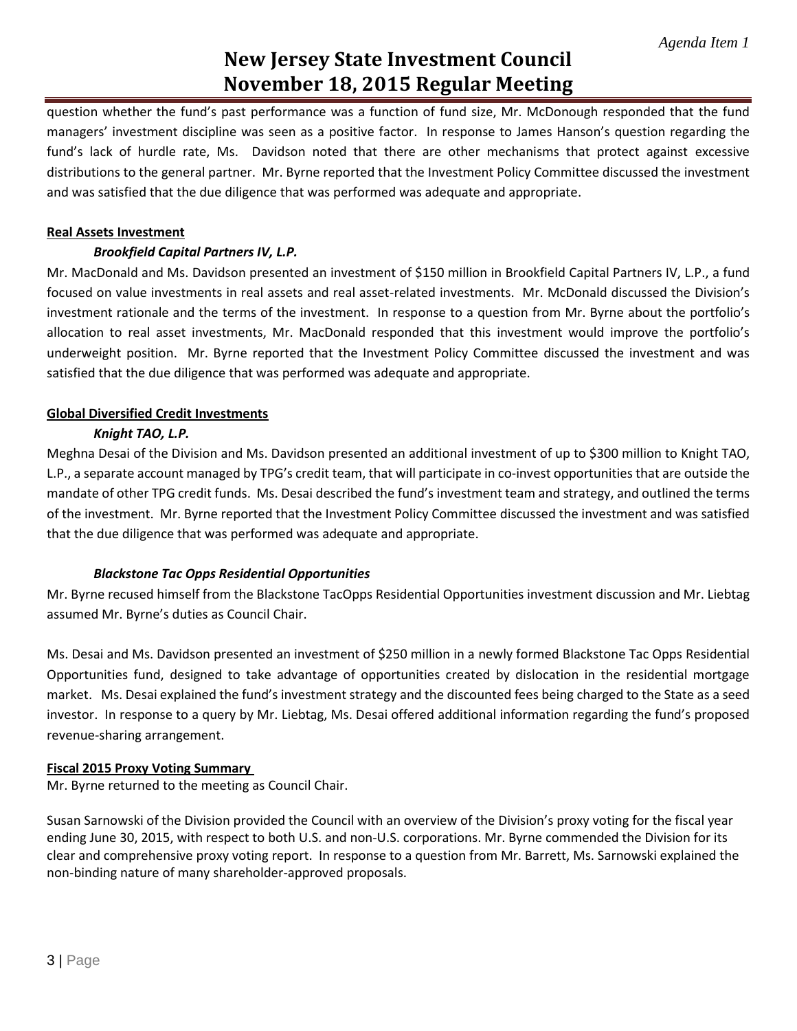question whether the fund's past performance was a function of fund size, Mr. McDonough responded that the fund managers' investment discipline was seen as a positive factor. In response to James Hanson's question regarding the fund's lack of hurdle rate, Ms. Davidson noted that there are other mechanisms that protect against excessive distributions to the general partner. Mr. Byrne reported that the Investment Policy Committee discussed the investment and was satisfied that the due diligence that was performed was adequate and appropriate.

**Real Assets Investment**

***Brookfield Capital Partners IV, L.P.***

Mr. MacDonald and Ms. Davidson presented an investment of $150 million in Brookfield Capital Partners IV, L.P., a fund focused on value investments in real assets and real asset-related investments. Mr. McDonald discussed the Division's investment rationale and the terms of the investment. In response to a question from Mr. Byrne about the portfolio's allocation to real asset investments, Mr. MacDonald responded that this investment would improve the portfolio's underweight position. Mr. Byrne reported that the Investment Policy Committee discussed the investment and was satisfied that the due diligence that was performed was adequate and appropriate.

**Global Diversified Credit Investments**

***Knight TAO, L.P.***

Meghna Desai of the Division and Ms. Davidson presented an additional investment of up to $300 million to Knight TAO, L.P., a separate account managed by TPG's credit team, that will participate in co-invest opportunities that are outside the mandate of other TPG credit funds. Ms. Desai described the fund's investment team and strategy, and outlined the terms of the investment. Mr. Byrne reported that the Investment Policy Committee discussed the investment and was satisfied that the due diligence that was performed was adequate and appropriate.

***Blackstone Tac Opps Residential Opportunities***

Mr. Byrne recused himself from the Blackstone TacOpps Residential Opportunities investment discussion and Mr. Liebtag assumed Mr. Byrne's duties as Council Chair.

Ms. Desai and Ms. Davidson presented an investment of $250 million in a newly formed Blackstone Tac Opps Residential Opportunities fund, designed to take advantage of opportunities created by dislocation in the residential mortgage market. Ms. Desai explained the fund's investment strategy and the discounted fees being charged to the State as a seed investor. In response to a query by Mr. Liebtag, Ms. Desai offered additional information regarding the fund's proposed revenue-sharing arrangement.

**Fiscal 2015 Proxy Voting Summary**

Mr. Byrne returned to the meeting as Council Chair.

Susan Sarnowski of the Division provided the Council with an overview of the Division's proxy voting for the fiscal year ending June 30, 2015, with respect to both U.S. and non-U.S. corporations. Mr. Byrne commended the Division for its clear and comprehensive proxy voting report. In response to a question from Mr. Barrett, Ms. Sarnowski explained the non-binding nature of many shareholder-approved proposals.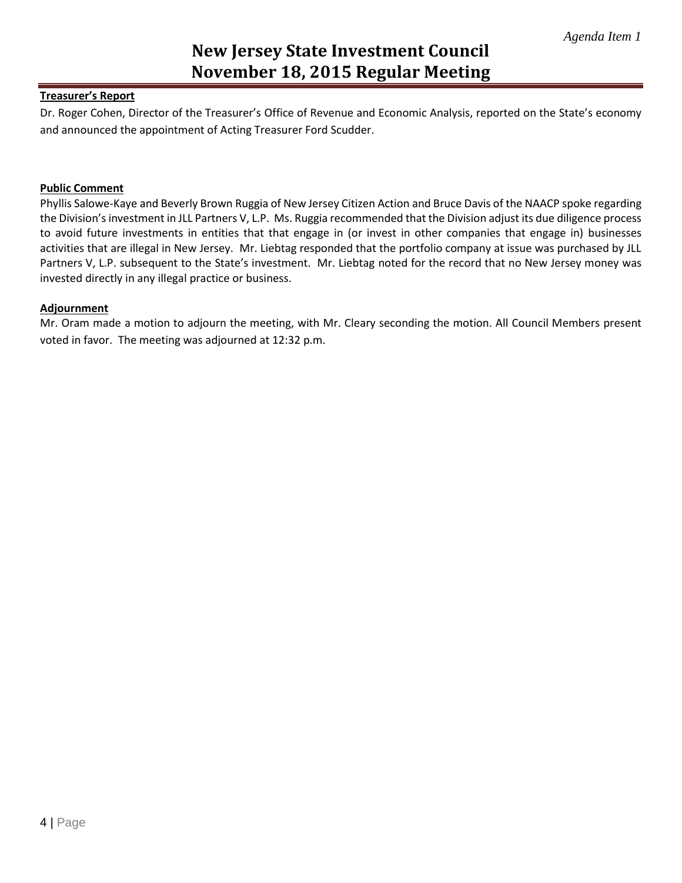**Treasurer's Report**

Dr. Roger Cohen, Director of the Treasurer's Office of Revenue and Economic Analysis, reported on the State's economy and announced the appointment of Acting Treasurer Ford Scudder.

**Public Comment**

Phyllis Salowe-Kaye and Beverly Brown Ruggia of New Jersey Citizen Action and Bruce Davis of the NAACP spoke regarding the Division's investment in JLL Partners V, L.P. Ms. Ruggia recommended that the Division adjust its due diligence process to avoid future investments in entities that that engage in (or invest in other companies that engage in) businesses activities that are illegal in New Jersey. Mr. Liebtag responded that the portfolio company at issue was purchased by JLL Partners V, L.P. subsequent to the State's investment. Mr. Liebtag noted for the record that no New Jersey money was invested directly in any illegal practice or business.

**Adjournment**

Mr. Oram made a motion to adjourn the meeting, with Mr. Cleary seconding the motion. All Council Members present voted in favor. The meeting was adjourned at 12:32 p.m.